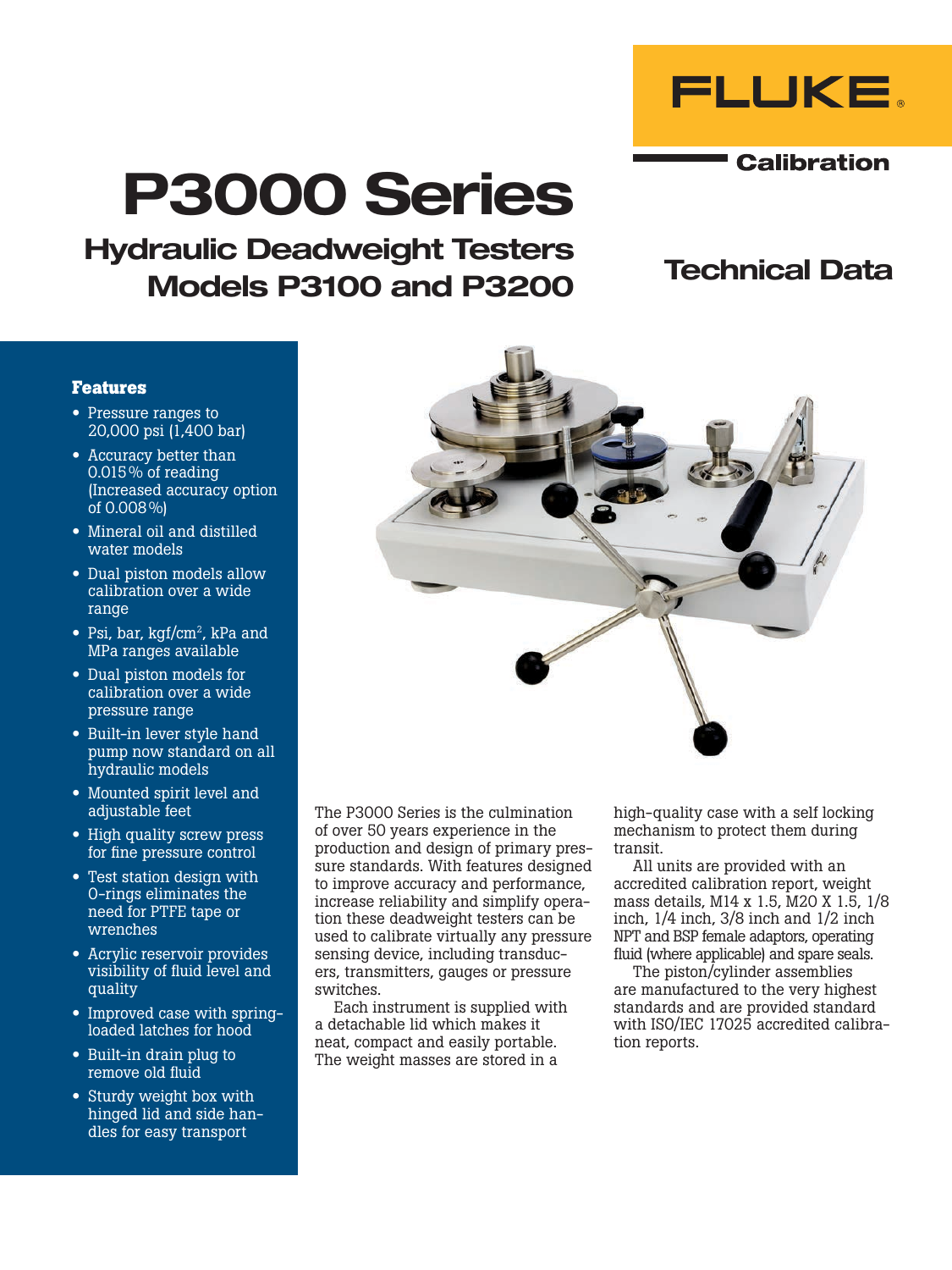FLUKE®

Calibration

# P3000 Series

## Hydraulic Deadweight Testers Models P3100 and P3200

## Technical Data

### Features

- Pressure ranges to 20,000 psi (1,400 bar)
- Accuracy better than 0.015 % of reading (Increased accuracy option of 0.008 %)
- Mineral oil and distilled water models
- Dual piston models allow calibration over a wide range
- Psi, bar, kgf/cm$^2$, kPa and MPa ranges available
- Dual piston models for calibration over a wide pressure range
- Built-in lever style hand pump now standard on all hydraulic models
- Mounted spirit level and adjustable feet
- High quality screw press for fine pressure control
- Test station design with O-rings eliminates the need for PTFE tape or wrenches
- Acrylic reservoir provides visibility of fluid level and quality
- Improved case with spring-loaded latches for hood
- Built-in drain plug to remove old fluid
- Sturdy weight box with hinged lid and side handles for easy transport

The P3000 Series is the culmination of over 50 years experience in the production and design of primary pressure standards. With features designed to improve accuracy and performance, increase reliability and simplify operation these deadweight testers can be used to calibrate virtually any pressure sensing device, including transducers, transmitters, gauges or pressure switches.

Each instrument is supplied with a detachable lid which makes it neat, compact and easily portable. The weight masses are stored in a high-quality case with a self locking mechanism to protect them during transit.

All units are provided with an accredited calibration report, weight mass details, M14 x 1.5, M20 X 1.5, 1/8 inch, 1/4 inch, 3/8 inch and 1/2 inch NPT and BSP female adaptors, operating fluid (where applicable) and spare seals.

The piston/cylinder assemblies are manufactured to the very highest standards and are provided standard with ISO/IEC 17025 accredited calibration reports.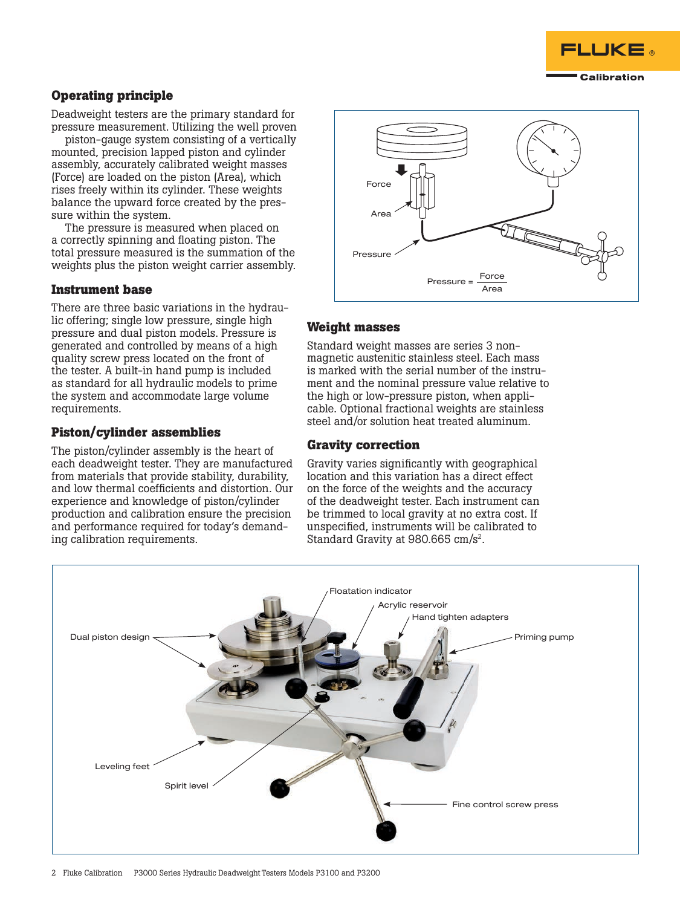## Operating principle

Deadweight testers are the primary standard for pressure measurement. Utilizing the well proven piston-gauge system consisting of a vertically mounted, precision lapped piston and cylinder assembly, accurately calibrated weight masses (Force) are loaded on the piston (Area), which rises freely within its cylinder. These weights balance the upward force created by the pressure within the system.

The pressure is measured when placed on a correctly spinning and floating piston. The total pressure measured is the summation of the weights plus the piston weight carrier assembly.

Force

Area

Pressure

$$\text{Pressure} = \frac{\text{Force}}{\text{Area}}$$

## Instrument base

There are three basic variations in the hydraulic offering; single low pressure, single high pressure and dual piston models. Pressure is generated and controlled by means of a high quality screw press located on the front of the tester. A built-in hand pump is included as standard for all hydraulic models to prime the system and accommodate large volume requirements.

## Piston/cylinder assemblies

The piston/cylinder assembly is the heart of each deadweight tester. They are manufactured from materials that provide stability, durability, and low thermal coefficients and distortion. Our experience and knowledge of piston/cylinder production and calibration ensure the precision and performance required for today's demanding calibration requirements.

## Weight masses

Standard weight masses are series 3 non-magnetic austenitic stainless steel. Each mass is marked with the serial number of the instrument and the nominal pressure value relative to the high or low-pressure piston, when applicable. Optional fractional weights are stainless steel and/or solution heat treated aluminum.

## Gravity correction

Gravity varies significantly with geographical location and this variation has a direct effect on the force of the weights and the accuracy of the deadweight tester. Each instrument can be trimmed to local gravity at no extra cost. If unspecified, instruments will be calibrated to Standard Gravity at 980.665 cm/s$^2$.

Floatation indicator

Acrylic reservoir

Hand tighten adapters

Dual piston design

Priming pump

Leveling feet

Spirit level

Fine control screw press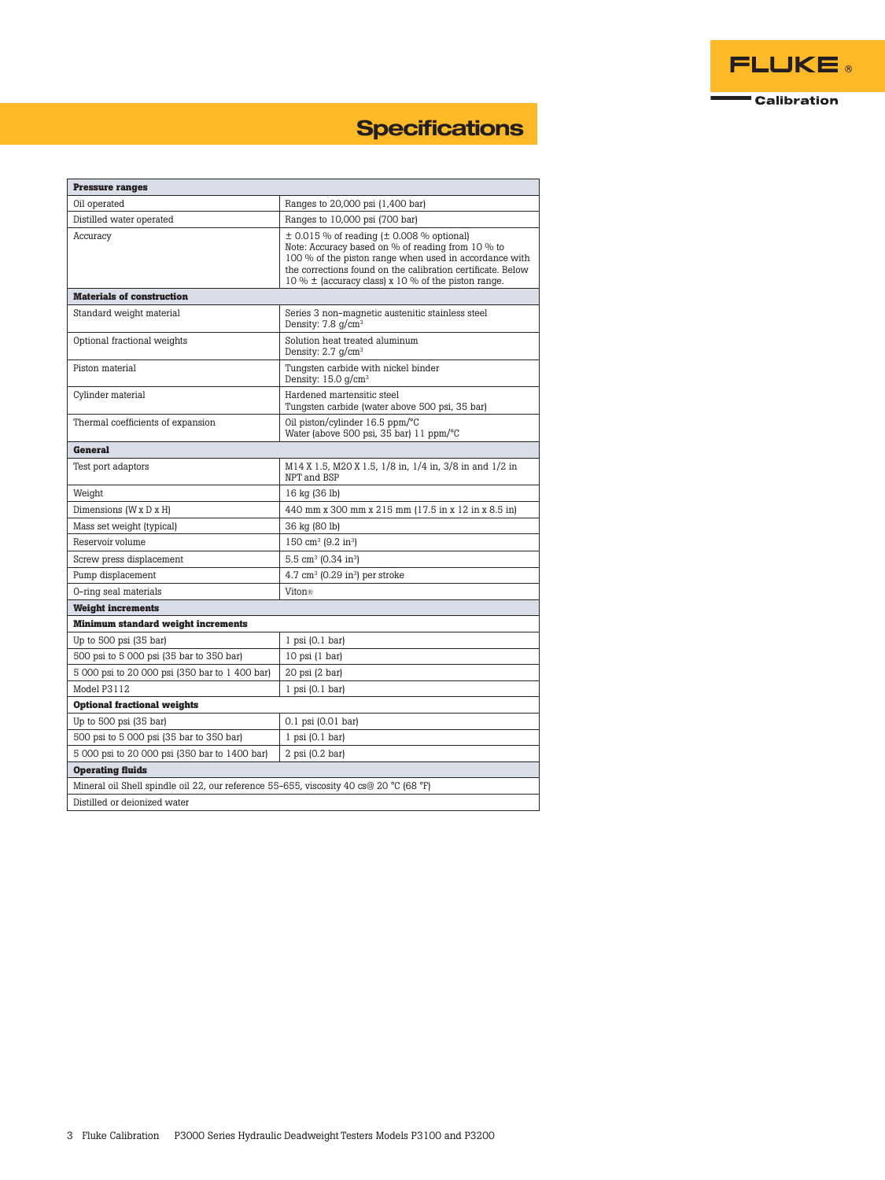## Specifications

| Pressure ranges | |
|---|---|
| Oil operated | Ranges to 20,000 psi (1,400 bar) |
| Distilled water operated | Ranges to 10,000 psi (700 bar) |
| Accuracy | ± 0.015 % of reading (± 0.008 % optional) Note: Accuracy based on % of reading from 10 % to 100 % of the piston range when used in accordance with the corrections found on the calibration certificate. Below 10 % ± (accuracy class) x 10 % of the piston range. |
| **Materials of construction** | |
| Standard weight material | Series 3 non-magnetic austenitic stainless steel Density: 7.8 g/cm³ |
| Optional fractional weights | Solution heat treated aluminum Density: 2.7 g/cm³ |
| Piston material | Tungsten carbide with nickel binder Density: 15.0 g/cm³ |
| Cylinder material | Hardened martensitic steel Tungsten carbide (water above 500 psi, 35 bar) |
| Thermal coefficients of expansion | Oil piston/cylinder 16.5 ppm/°C Water (above 500 psi, 35 bar) 11 ppm/°C |
| **General** | |
| Test port adaptors | M14 X 1.5, M20 X 1.5, 1/8 in, 1/4 in, 3/8 in and 1/2 in NPT and BSP |
| Weight | 16 kg (36 lb) |
| Dimensions (W x D x H) | 440 mm x 300 mm x 215 mm (17.5 in x 12 in x 8.5 in) |
| Mass set weight (typical) | 36 kg (80 lb) |
| Reservoir volume | 150 cm³ (9.2 in³) |
| Screw press displacement | 5.5 cm³ (0.34 in³) |
| Pump displacement | 4.7 cm³ (0.29 in³) per stroke |
| O-ring seal materials | Viton® |
| **Weight increments** | |
| **Minimum standard weight increments** | |
| Up to 500 psi (35 bar) | 1 psi (0.1 bar) |
| 500 psi to 5 000 psi (35 bar to 350 bar) | 10 psi (1 bar) |
| 5 000 psi to 20 000 psi (350 bar to 1 400 bar) | 20 psi (2 bar) |
| Model P3112 | 1 psi (0.1 bar) |
| **Optional fractional weights** | |
| Up to 500 psi (35 bar) | 0.1 psi (0.01 bar) |
| 500 psi to 5 000 psi (35 bar to 350 bar) | 1 psi (0.1 bar) |
| 5 000 psi to 20 000 psi (350 bar to 1400 bar) | 2 psi (0.2 bar) |
| **Operating fluids** | |
| Mineral oil Shell spindle oil 22, our reference 55-655, viscosity 40 cs@ 20 °C (68 °F) | |
| Distilled or deionized water | |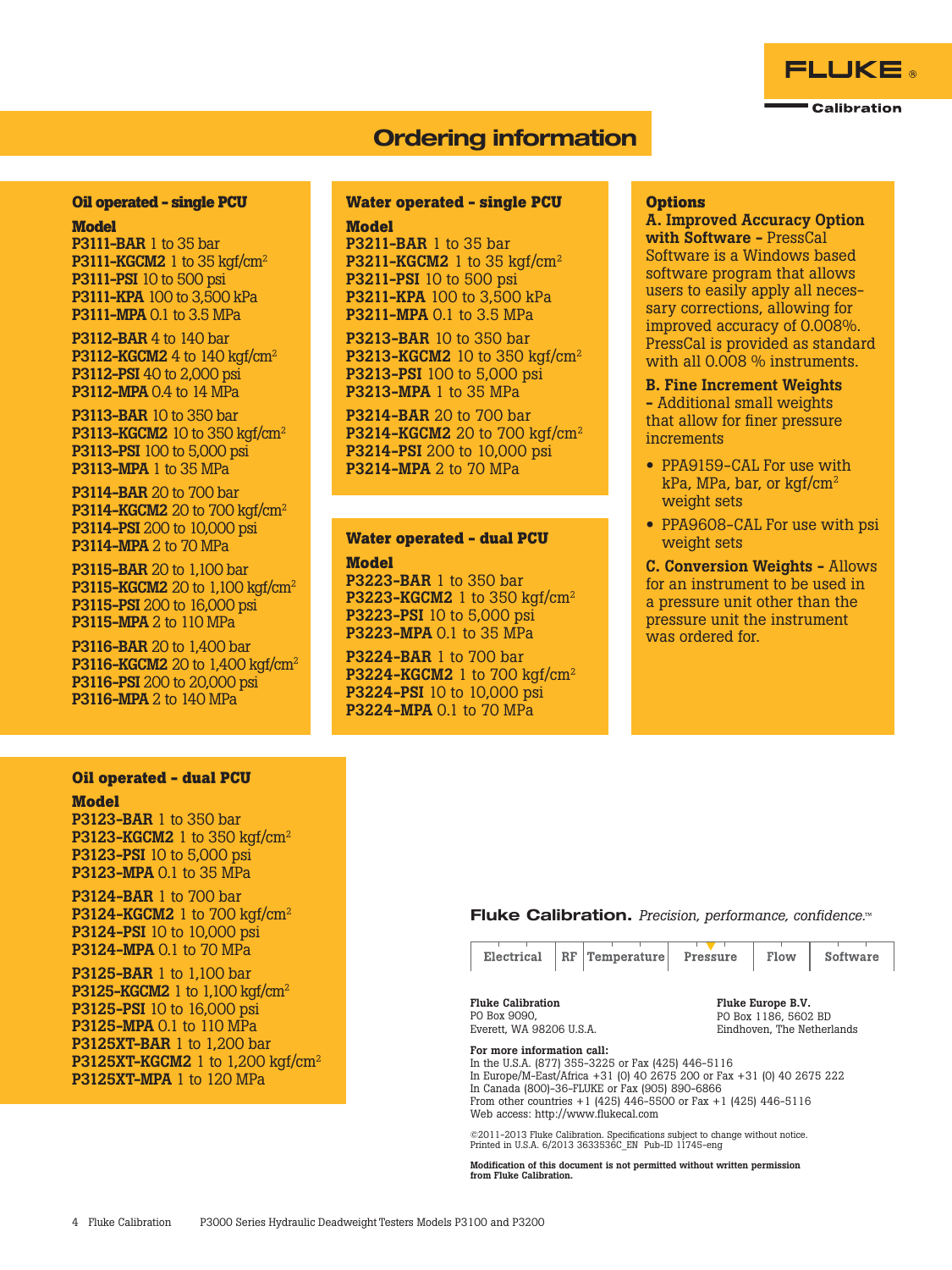# Ordering information

### Oil operated - single PCU

**Model**

**P3111-BAR** 1 to 35 bar
**P3111-KGCM2** 1 to 35 kgf/cm$^2$
**P3111-PSI** 10 to 500 psi
**P3111-KPA** 100 to 3,500 kPa
**P3111-MPA** 0.1 to 3.5 MPa

**P3112-BAR** 4 to 140 bar
**P3112-KGCM2** 4 to 140 kgf/cm$^2$
**P3112-PSI** 40 to 2,000 psi
**P3112-MPA** 0.4 to 14 MPa

**P3113-BAR** 10 to 350 bar
**P3113-KGCM2** 10 to 350 kgf/cm$^2$
**P3113-PSI** 100 to 5,000 psi
**P3113-MPA** 1 to 35 MPa

**P3114-BAR** 20 to 700 bar
**P3114-KGCM2** 20 to 700 kgf/cm$^2$
**P3114-PSI** 200 to 10,000 psi
**P3114-MPA** 2 to 70 MPa

**P3115-BAR** 20 to 1,100 bar
**P3115-KGCM2** 20 to 1,100 kgf/cm$^2$
**P3115-PSI** 200 to 16,000 psi
**P3115-MPA** 2 to 110 MPa

**P3116-BAR** 20 to 1,400 bar
**P3116-KGCM2** 20 to 1,400 kgf/cm$^2$
**P3116-PSI** 200 to 20,000 psi
**P3116-MPA** 2 to 140 MPa

### Water operated - single PCU

**Model**

**P3211-BAR** 1 to 35 bar
**P3211-KGCM2** 1 to 35 kgf/cm$^2$
**P3211-PSI** 10 to 500 psi
**P3211-KPA** 100 to 3,500 kPa
**P3211-MPA** 0.1 to 3.5 MPa

**P3213-BAR** 10 to 350 bar
**P3213-KGCM2** 10 to 350 kgf/cm$^2$
**P3213-PSI** 100 to 5,000 psi
**P3213-MPA** 1 to 35 MPa

**P3214-BAR** 20 to 700 bar
**P3214-KGCM2** 20 to 700 kgf/cm$^2$
**P3214-PSI** 200 to 10,000 psi
**P3214-MPA** 2 to 70 MPa

### Water operated - dual PCU

**Model**

**P3223-BAR** 1 to 350 bar
**P3223-KGCM2** 1 to 350 kgf/cm$^2$
**P3223-PSI** 10 to 5,000 psi
**P3223-MPA** 0.1 to 35 MPa

**P3224-BAR** 1 to 700 bar
**P3224-KGCM2** 1 to 700 kgf/cm$^2$
**P3224-PSI** 10 to 10,000 psi
**P3224-MPA** 0.1 to 70 MPa

### Options

**A. Improved Accuracy Option with Software -** PressCal Software is a Windows based software program that allows users to easily apply all necessary corrections, allowing for improved accuracy of 0.008%. PressCal is provided as standard with all 0.008 % instruments.

**B. Fine Increment Weights** - Additional small weights that allow for finer pressure increments

- PPA9159-CAL For use with kPa, MPa, bar, or kgf/cm$^2$ weight sets
- PPA9608-CAL For use with psi weight sets

**C. Conversion Weights -** Allows for an instrument to be used in a pressure unit other than the pressure unit the instrument was ordered for.

### Oil operated - dual PCU

**Model**

**P3123-BAR** 1 to 350 bar
**P3123-KGCM2** 1 to 350 kgf/cm$^2$
**P3123-PSI** 10 to 5,000 psi
**P3123-MPA** 0.1 to 35 MPa

**P3124-BAR** 1 to 700 bar
**P3124-KGCM2** 1 to 700 kgf/cm$^2$
**P3124-PSI** 10 to 10,000 psi
**P3124-MPA** 0.1 to 70 MPa

**P3125-BAR** 1 to 1,100 bar
**P3125-KGCM2** 1 to 1,100 kgf/cm$^2$
**P3125-PSI** 10 to 16,000 psi
**P3125-MPA** 0.1 to 110 MPa
**P3125XT-BAR** 1 to 1,200 bar
**P3125XT-KGCM2** 1 to 1,200 kgf/cm$^2$
**P3125XT-MPA** 1 to 120 MPa

**Fluke Calibration.** *Precision, performance, confidence.™*

Electrical | RF | Temperature | Pressure | Flow | Software

**Fluke Calibration**
PO Box 9090,
Everett, WA 98206 U.S.A.

**Fluke Europe B.V.**
PO Box 1186, 5602 BD
Eindhoven, The Netherlands

**For more information call:**
In the U.S.A. (877) 355-3225 or Fax (425) 446-5116
In Europe/M-East/Africa +31 (0) 40 2675 200 or Fax +31 (0) 40 2675 222
In Canada (800)-36-FLUKE or Fax (905) 890-6866
From other countries +1 (425) 446-5500 or Fax +1 (425) 446-5116
Web access: http://www.flukecal.com

©2011-2013 Fluke Calibration. Specifications subject to change without notice.
Printed in U.S.A. 6/2013 3633536C_EN Pub-ID 11745-eng

**Modification of this document is not permitted without written permission from Fluke Calibration.**